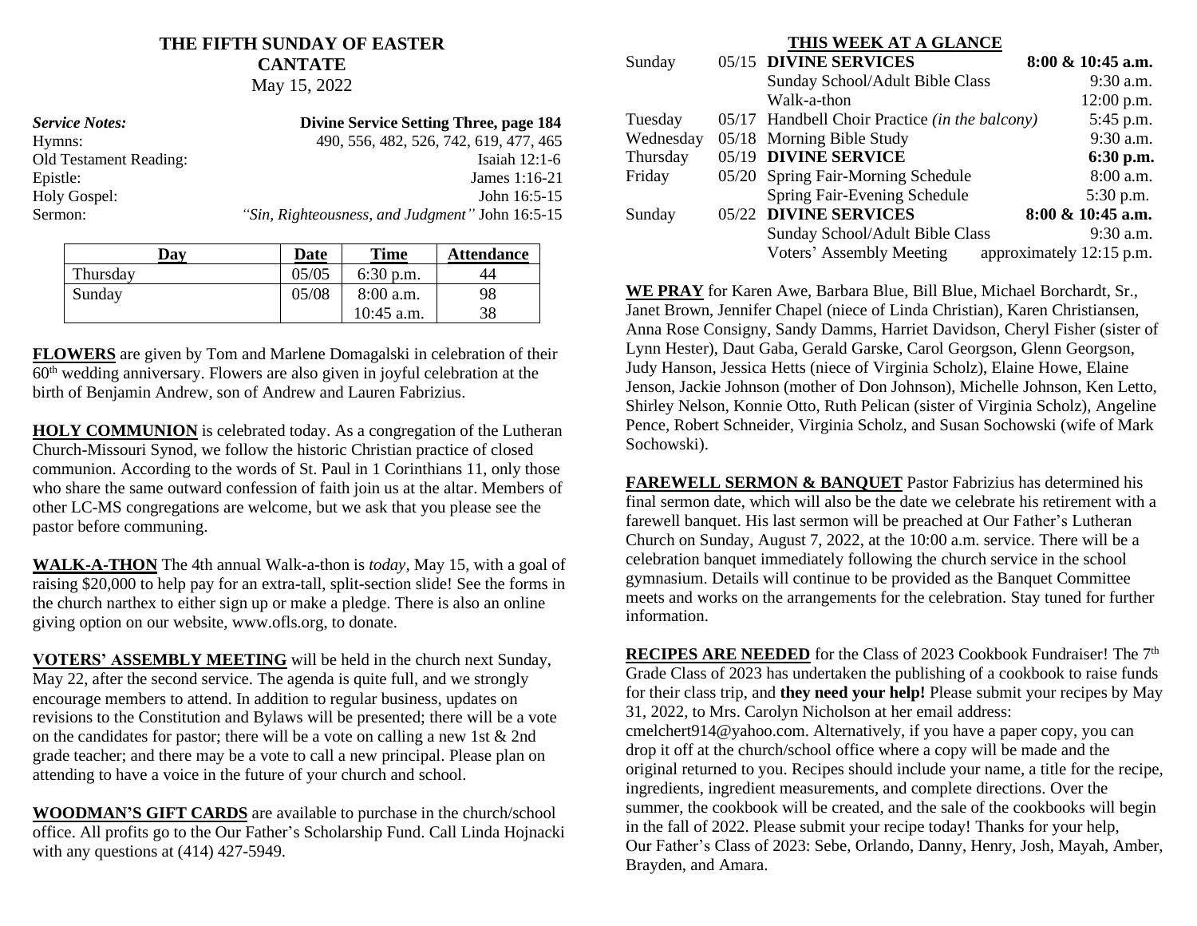# THE FIFTH SUNDAY OF EASTER
## CANTATE
May 15, 2022

| *Service Notes:* | **Divine Service Setting Three, page 184** |
|---|---|
| Hymns: | 490, 556, 482, 526, 742, 619, 477, 465 |
| Old Testament Reading: | Isaiah 12:1-6 |
| Epistle: | James 1:16-21 |
| Holy Gospel: | John 16:5-15 |
| Sermon: | *"Sin, Righteousness, and Judgment"* John 16:5-15 |

| Day | Date | Time | Attendance |
|---|---|---|---|
| Thursday | 05/05 | 6:30 p.m. | 44 |
| Sunday | 05/08 | 8:00 a.m. | 98 |
| | | 10:45 a.m. | 38 |

**FLOWERS** are given by Tom and Marlene Domagalski in celebration of their 60th wedding anniversary. Flowers are also given in joyful celebration at the birth of Benjamin Andrew, son of Andrew and Lauren Fabrizius.

**HOLY COMMUNION** is celebrated today. As a congregation of the Lutheran Church-Missouri Synod, we follow the historic Christian practice of closed communion. According to the words of St. Paul in 1 Corinthians 11, only those who share the same outward confession of faith join us at the altar. Members of other LC-MS congregations are welcome, but we ask that you please see the pastor before communing.

**WALK-A-THON** The 4th annual Walk-a-thon is *today*, May 15, with a goal of raising $20,000 to help pay for an extra-tall, split-section slide! See the forms in the church narthex to either sign up or make a pledge. There is also an online giving option on our website, www.ofls.org, to donate.

**VOTERS' ASSEMBLY MEETING** will be held in the church next Sunday, May 22, after the second service. The agenda is quite full, and we strongly encourage members to attend. In addition to regular business, updates on revisions to the Constitution and Bylaws will be presented; there will be a vote on the candidates for pastor; there will be a vote on calling a new 1st & 2nd grade teacher; and there may be a vote to call a new principal. Please plan on attending to have a voice in the future of your church and school.

**WOODMAN'S GIFT CARDS** are available to purchase in the church/school office. All profits go to the Our Father's Scholarship Fund. Call Linda Hojnacki with any questions at (414) 427-5949.

## THIS WEEK AT A GLANCE

| | | | |
|---|---|---|---|
| Sunday | 05/15 | **DIVINE SERVICES** | **8:00 & 10:45 a.m.** |
| | | Sunday School/Adult Bible Class | 9:30 a.m. |
| | | Walk-a-thon | 12:00 p.m. |
| Tuesday | 05/17 | Handbell Choir Practice *(in the balcony)* | 5:45 p.m. |
| Wednesday | 05/18 | Morning Bible Study | 9:30 a.m. |
| Thursday | 05/19 | **DIVINE SERVICE** | **6:30 p.m.** |
| Friday | 05/20 | Spring Fair-Morning Schedule | 8:00 a.m. |
| | | Spring Fair-Evening Schedule | 5:30 p.m. |
| Sunday | 05/22 | **DIVINE SERVICES** | **8:00 & 10:45 a.m.** |
| | | Sunday School/Adult Bible Class | 9:30 a.m. |
| | | Voters' Assembly Meeting | approximately 12:15 p.m. |

**WE PRAY** for Karen Awe, Barbara Blue, Bill Blue, Michael Borchardt, Sr., Janet Brown, Jennifer Chapel (niece of Linda Christian), Karen Christiansen, Anna Rose Consigny, Sandy Damms, Harriet Davidson, Cheryl Fisher (sister of Lynn Hester), Daut Gaba, Gerald Garske, Carol Georgson, Glenn Georgson, Judy Hanson, Jessica Hetts (niece of Virginia Scholz), Elaine Howe, Elaine Jenson, Jackie Johnson (mother of Don Johnson), Michelle Johnson, Ken Letto, Shirley Nelson, Konnie Otto, Ruth Pelican (sister of Virginia Scholz), Angeline Pence, Robert Schneider, Virginia Scholz, and Susan Sochowski (wife of Mark Sochowski).

**FAREWELL SERMON & BANQUET** Pastor Fabrizius has determined his final sermon date, which will also be the date we celebrate his retirement with a farewell banquet. His last sermon will be preached at Our Father's Lutheran Church on Sunday, August 7, 2022, at the 10:00 a.m. service. There will be a celebration banquet immediately following the church service in the school gymnasium. Details will continue to be provided as the Banquet Committee meets and works on the arrangements for the celebration. Stay tuned for further information.

**RECIPES ARE NEEDED** for the Class of 2023 Cookbook Fundraiser! The 7th Grade Class of 2023 has undertaken the publishing of a cookbook to raise funds for their class trip, and **they need your help!** Please submit your recipes by May 31, 2022, to Mrs. Carolyn Nicholson at her email address: cmelchert914@yahoo.com. Alternatively, if you have a paper copy, you can drop it off at the church/school office where a copy will be made and the original returned to you. Recipes should include your name, a title for the recipe, ingredients, ingredient measurements, and complete directions. Over the summer, the cookbook will be created, and the sale of the cookbooks will begin in the fall of 2022. Please submit your recipe today! Thanks for your help, Our Father's Class of 2023: Sebe, Orlando, Danny, Henry, Josh, Mayah, Amber, Brayden, and Amara.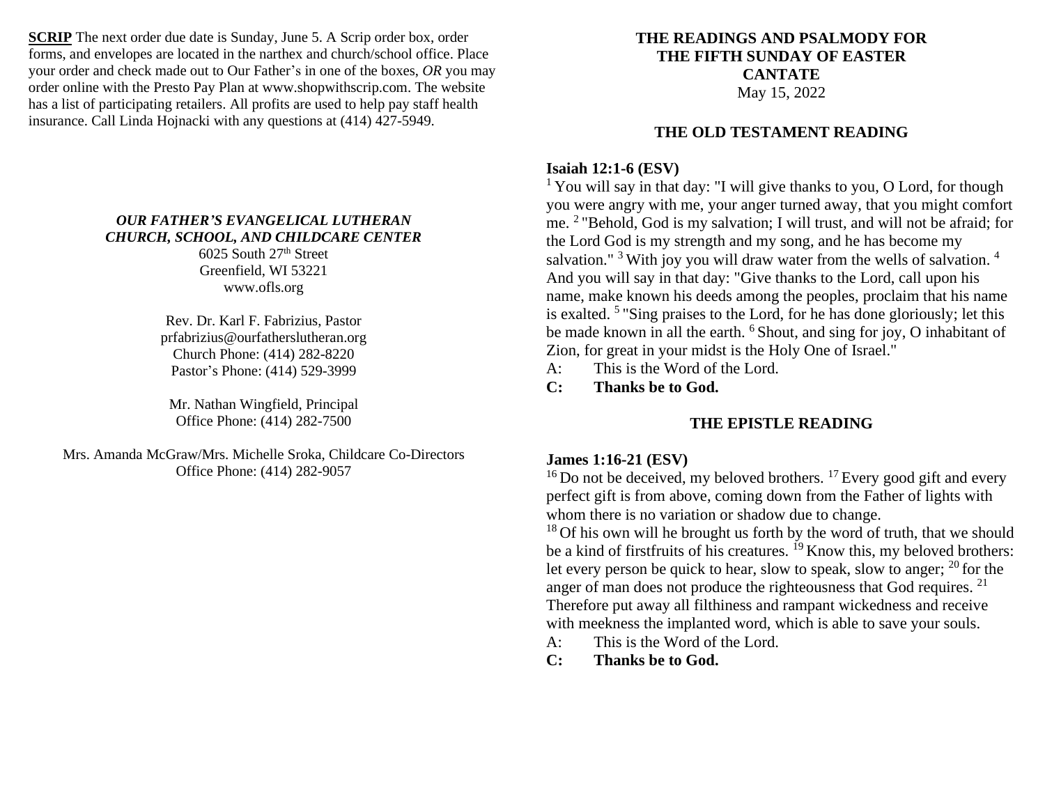**SCRIP** The next order due date is Sunday, June 5. A Scrip order box, order forms, and envelopes are located in the narthex and church/school office. Place your order and check made out to Our Father's in one of the boxes, *OR* you may order online with the Presto Pay Plan at www.shopwithscrip.com. The website has a list of participating retailers. All profits are used to help pay staff health insurance. Call Linda Hojnacki with any questions at (414) 427-5949.

***OUR FATHER'S EVANGELICAL LUTHERAN CHURCH, SCHOOL, AND CHILDCARE CENTER***

6025 South 27th Street
Greenfield, WI 53221
www.ofls.org

Rev. Dr. Karl F. Fabrizius, Pastor
prfabrizius@ourfatherslutheran.org
Church Phone: (414) 282-8220
Pastor's Phone: (414) 529-3999

Mr. Nathan Wingfield, Principal
Office Phone: (414) 282-7500

Mrs. Amanda McGraw/Mrs. Michelle Sroka, Childcare Co-Directors
Office Phone: (414) 282-9057

# THE READINGS AND PSALMODY FOR THE FIFTH SUNDAY OF EASTER CANTATE

May 15, 2022

## THE OLD TESTAMENT READING

**Isaiah 12:1-6 (ESV)**

[1] You will say in that day: "I will give thanks to you, O Lord, for though you were angry with me, your anger turned away, that you might comfort me. [2] "Behold, God is my salvation; I will trust, and will not be afraid; for the Lord God is my strength and my song, and he has become my salvation." [3] With joy you will draw water from the wells of salvation. [4] And you will say in that day: "Give thanks to the Lord, call upon his name, make known his deeds among the peoples, proclaim that his name is exalted. [5] "Sing praises to the Lord, for he has done gloriously; let this be made known in all the earth. [6] Shout, and sing for joy, O inhabitant of Zion, for great in your midst is the Holy One of Israel."

A: This is the Word of the Lord.

**C: Thanks be to God.**

## THE EPISTLE READING

**James 1:16-21 (ESV)**

[16] Do not be deceived, my beloved brothers. [17] Every good gift and every perfect gift is from above, coming down from the Father of lights with whom there is no variation or shadow due to change.

[18] Of his own will he brought us forth by the word of truth, that we should be a kind of firstfruits of his creatures. [19] Know this, my beloved brothers: let every person be quick to hear, slow to speak, slow to anger; [20] for the anger of man does not produce the righteousness that God requires. [21] Therefore put away all filthiness and rampant wickedness and receive with meekness the implanted word, which is able to save your souls.

A: This is the Word of the Lord.

**C: Thanks be to God.**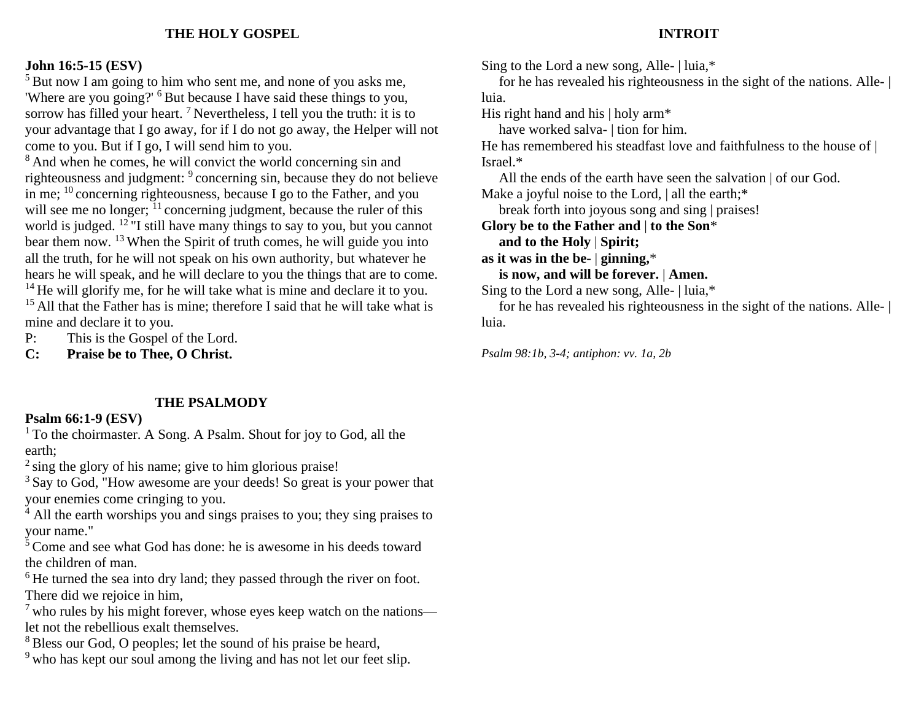### THE HOLY GOSPEL

**John 16:5-15 (ESV)**

[5] But now I am going to him who sent me, and none of you asks me, 'Where are you going?' [6] But because I have said these things to you, sorrow has filled your heart. [7] Nevertheless, I tell you the truth: it is to your advantage that I go away, for if I do not go away, the Helper will not come to you. But if I go, I will send him to you.

[8] And when he comes, he will convict the world concerning sin and righteousness and judgment: [9] concerning sin, because they do not believe in me; [10] concerning righteousness, because I go to the Father, and you will see me no longer; [11] concerning judgment, because the ruler of this world is judged. [12] "I still have many things to say to you, but you cannot bear them now. [13] When the Spirit of truth comes, he will guide you into all the truth, for he will not speak on his own authority, but whatever he hears he will speak, and he will declare to you the things that are to come. [14] He will glorify me, for he will take what is mine and declare it to you. [15] All that the Father has is mine; therefore I said that he will take what is mine and declare it to you.

P: This is the Gospel of the Lord.

**C: Praise be to Thee, O Christ.**

### THE PSALMODY

**Psalm 66:1-9 (ESV)**

[1] To the choirmaster. A Song. A Psalm. Shout for joy to God, all the earth;

[2] sing the glory of his name; give to him glorious praise!

[3] Say to God, "How awesome are your deeds! So great is your power that your enemies come cringing to you.

[4] All the earth worships you and sings praises to you; they sing praises to your name."

[5] Come and see what God has done: he is awesome in his deeds toward the children of man.

[6] He turned the sea into dry land; they passed through the river on foot. There did we rejoice in him,

[7] who rules by his might forever, whose eyes keep watch on the nations—let not the rebellious exalt themselves.

[8] Bless our God, O peoples; let the sound of his praise be heard,

[9] who has kept our soul among the living and has not let our feet slip.

### INTROIT

Sing to the Lord a new song, Alle- | luia,*
  for he has revealed his righteousness in the sight of the nations. Alle- | luia.

His right hand and his | holy arm*
  have worked salva- | tion for him.

He has remembered his steadfast love and faithfulness to the house of | Israel.*
  All the ends of the earth have seen the salvation | of our God.

Make a joyful noise to the Lord, | all the earth;*
  break forth into joyous song and sing | praises!

**Glory be to the Father and | to the Son***
  **and to the Holy | Spirit;**

**as it was in the be- | ginning,***
  **is now, and will be forever. | Amen.**

Sing to the Lord a new song, Alle- | luia,*
  for he has revealed his righteousness in the sight of the nations. Alle- | luia.

*Psalm 98:1b, 3-4; antiphon: vv. 1a, 2b*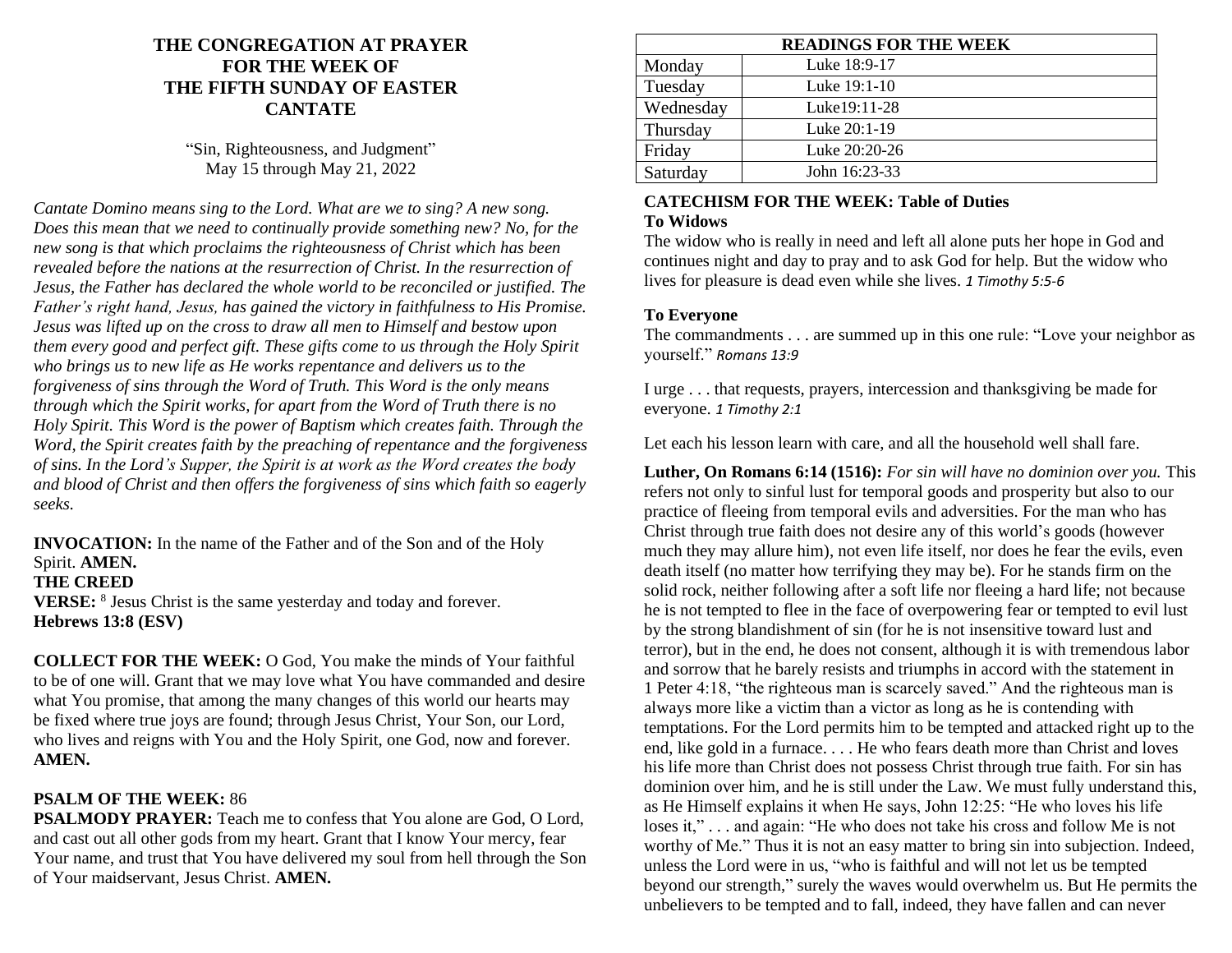# THE CONGREGATION AT PRAYER
# FOR THE WEEK OF
# THE FIFTH SUNDAY OF EASTER
# CANTATE

"Sin, Righteousness, and Judgment"
May 15 through May 21, 2022

*Cantate Domino means sing to the Lord. What are we to sing? A new song. Does this mean that we need to continually provide something new? No, for the new song is that which proclaims the righteousness of Christ which has been revealed before the nations at the resurrection of Christ. In the resurrection of Jesus, the Father has declared the whole world to be reconciled or justified. The Father's right hand, Jesus, has gained the victory in faithfulness to His Promise. Jesus was lifted up on the cross to draw all men to Himself and bestow upon them every good and perfect gift. These gifts come to us through the Holy Spirit who brings us to new life as He works repentance and delivers us to the forgiveness of sins through the Word of Truth. This Word is the only means through which the Spirit works, for apart from the Word of Truth there is no Holy Spirit. This Word is the power of Baptism which creates faith. Through the Word, the Spirit creates faith by the preaching of repentance and the forgiveness of sins. In the Lord's Supper, the Spirit is at work as the Word creates the body and blood of Christ and then offers the forgiveness of sins which faith so eagerly seeks.*

**INVOCATION:** In the name of the Father and of the Son and of the Holy Spirit. **AMEN.**

**THE CREED**

**VERSE:** [8] Jesus Christ is the same yesterday and today and forever. **Hebrews 13:8 (ESV)**

**COLLECT FOR THE WEEK:** O God, You make the minds of Your faithful to be of one will. Grant that we may love what You have commanded and desire what You promise, that among the many changes of this world our hearts may be fixed where true joys are found; through Jesus Christ, Your Son, our Lord, who lives and reigns with You and the Holy Spirit, one God, now and forever. **AMEN.**

**PSALM OF THE WEEK:** 86

**PSALMODY PRAYER:** Teach me to confess that You alone are God, O Lord, and cast out all other gods from my heart. Grant that I know Your mercy, fear Your name, and trust that You have delivered my soul from hell through the Son of Your maidservant, Jesus Christ. **AMEN.**

| READINGS FOR THE WEEK | |
|---|---|
| Monday | Luke 18:9-17 |
| Tuesday | Luke 19:1-10 |
| Wednesday | Luke19:11-28 |
| Thursday | Luke 20:1-19 |
| Friday | Luke 20:20-26 |
| Saturday | John 16:23-33 |

**CATECHISM FOR THE WEEK: Table of Duties**

**To Widows**

The widow who is really in need and left all alone puts her hope in God and continues night and day to pray and to ask God for help. But the widow who lives for pleasure is dead even while she lives. *1 Timothy 5:5-6*

**To Everyone**

The commandments . . . are summed up in this one rule: "Love your neighbor as yourself." *Romans 13:9*

I urge . . . that requests, prayers, intercession and thanksgiving be made for everyone. *1 Timothy 2:1*

Let each his lesson learn with care, and all the household well shall fare.

**Luther, On Romans 6:14 (1516):** *For sin will have no dominion over you.* This refers not only to sinful lust for temporal goods and prosperity but also to our practice of fleeing from temporal evils and adversities. For the man who has Christ through true faith does not desire any of this world's goods (however much they may allure him), not even life itself, nor does he fear the evils, even death itself (no matter how terrifying they may be). For he stands firm on the solid rock, neither following after a soft life nor fleeing a hard life; not because he is not tempted to flee in the face of overpowering fear or tempted to evil lust by the strong blandishment of sin (for he is not insensitive toward lust and terror), but in the end, he does not consent, although it is with tremendous labor and sorrow that he barely resists and triumphs in accord with the statement in 1 Peter 4:18, "the righteous man is scarcely saved." And the righteous man is always more like a victim than a victor as long as he is contending with temptations. For the Lord permits him to be tempted and attacked right up to the end, like gold in a furnace. . . . He who fears death more than Christ and loves his life more than Christ does not possess Christ through true faith. For sin has dominion over him, and he is still under the Law. We must fully understand this, as He Himself explains it when He says, John 12:25: "He who loves his life loses it," . . . and again: "He who does not take his cross and follow Me is not worthy of Me." Thus it is not an easy matter to bring sin into subjection. Indeed, unless the Lord were in us, "who is faithful and will not let us be tempted beyond our strength," surely the waves would overwhelm us. But He permits the unbelievers to be tempted and to fall, indeed, they have fallen and can never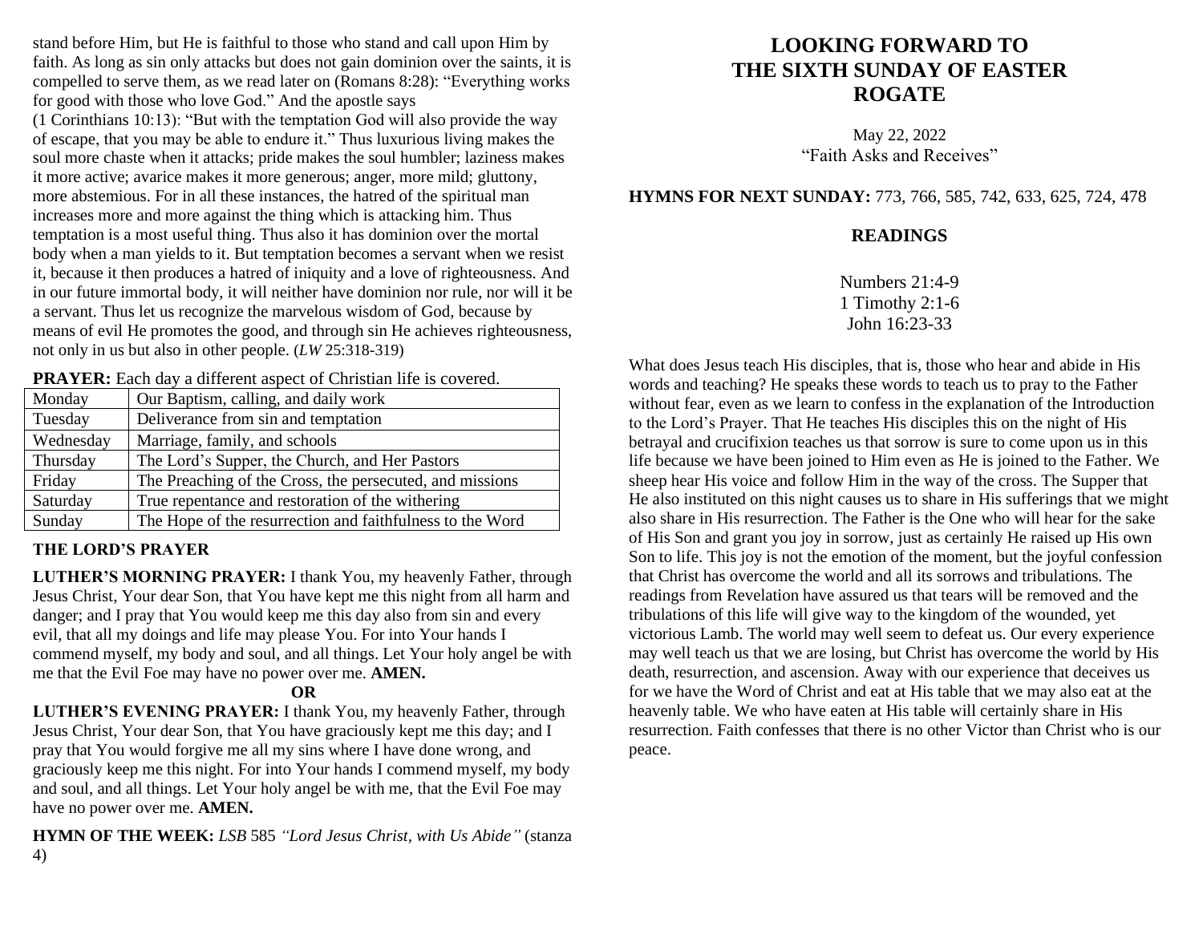stand before Him, but He is faithful to those who stand and call upon Him by faith. As long as sin only attacks but does not gain dominion over the saints, it is compelled to serve them, as we read later on (Romans 8:28): "Everything works for good with those who love God." And the apostle says (1 Corinthians 10:13): "But with the temptation God will also provide the way of escape, that you may be able to endure it." Thus luxurious living makes the soul more chaste when it attacks; pride makes the soul humbler; laziness makes it more active; avarice makes it more generous; anger, more mild; gluttony, more abstemious. For in all these instances, the hatred of the spiritual man increases more and more against the thing which is attacking him. Thus temptation is a most useful thing. Thus also it has dominion over the mortal body when a man yields to it. But temptation becomes a servant when we resist it, because it then produces a hatred of iniquity and a love of righteousness. And in our future immortal body, it will neither have dominion nor rule, nor will it be a servant. Thus let us recognize the marvelous wisdom of God, because by means of evil He promotes the good, and through sin He achieves righteousness, not only in us but also in other people. (*LW* 25:318-319)

**PRAYER:** Each day a different aspect of Christian life is covered.

| Day | Topic |
|---|---|
| Monday | Our Baptism, calling, and daily work |
| Tuesday | Deliverance from sin and temptation |
| Wednesday | Marriage, family, and schools |
| Thursday | The Lord's Supper, the Church, and Her Pastors |
| Friday | The Preaching of the Cross, the persecuted, and missions |
| Saturday | True repentance and restoration of the withering |
| Sunday | The Hope of the resurrection and faithfulness to the Word |

**THE LORD'S PRAYER**

**LUTHER'S MORNING PRAYER:** I thank You, my heavenly Father, through Jesus Christ, Your dear Son, that You have kept me this night from all harm and danger; and I pray that You would keep me this day also from sin and every evil, that all my doings and life may please You. For into Your hands I commend myself, my body and soul, and all things. Let Your holy angel be with me that the Evil Foe may have no power over me. **AMEN.**

**OR**

**LUTHER'S EVENING PRAYER:** I thank You, my heavenly Father, through Jesus Christ, Your dear Son, that You have graciously kept me this day; and I pray that You would forgive me all my sins where I have done wrong, and graciously keep me this night. For into Your hands I commend myself, my body and soul, and all things. Let Your holy angel be with me, that the Evil Foe may have no power over me. **AMEN.**

**HYMN OF THE WEEK:** *LSB* 585 *"Lord Jesus Christ, with Us Abide"* (stanza 4)

# LOOKING FORWARD TO THE SIXTH SUNDAY OF EASTER ROGATE

May 22, 2022

"Faith Asks and Receives"

**HYMNS FOR NEXT SUNDAY:** 773, 766, 585, 742, 633, 625, 724, 478

## READINGS

Numbers 21:4-9
1 Timothy 2:1-6
John 16:23-33

What does Jesus teach His disciples, that is, those who hear and abide in His words and teaching? He speaks these words to teach us to pray to the Father without fear, even as we learn to confess in the explanation of the Introduction to the Lord's Prayer. That He teaches His disciples this on the night of His betrayal and crucifixion teaches us that sorrow is sure to come upon us in this life because we have been joined to Him even as He is joined to the Father. We sheep hear His voice and follow Him in the way of the cross. The Supper that He also instituted on this night causes us to share in His sufferings that we might also share in His resurrection. The Father is the One who will hear for the sake of His Son and grant you joy in sorrow, just as certainly He raised up His own Son to life. This joy is not the emotion of the moment, but the joyful confession that Christ has overcome the world and all its sorrows and tribulations. The readings from Revelation have assured us that tears will be removed and the tribulations of this life will give way to the kingdom of the wounded, yet victorious Lamb. The world may well seem to defeat us. Our every experience may well teach us that we are losing, but Christ has overcome the world by His death, resurrection, and ascension. Away with our experience that deceives us for we have the Word of Christ and eat at His table that we may also eat at the heavenly table. We who have eaten at His table will certainly share in His resurrection. Faith confesses that there is no other Victor than Christ who is our peace.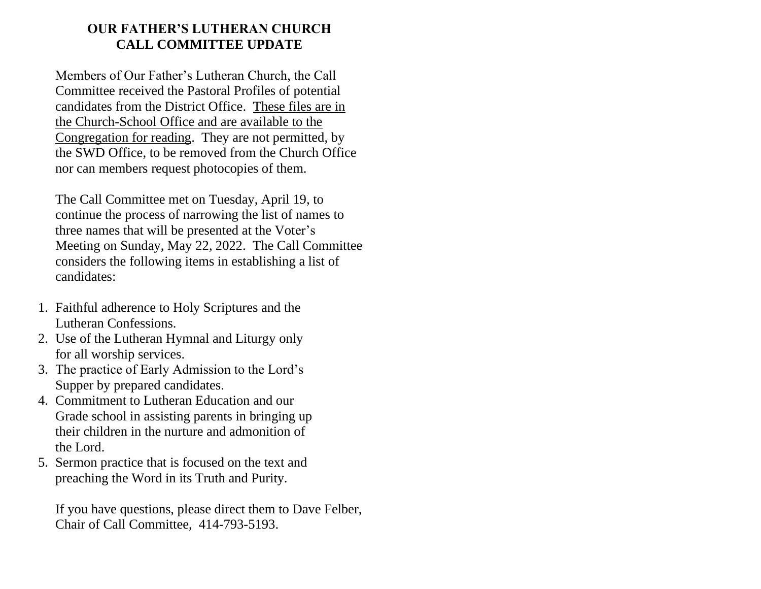**OUR FATHER'S LUTHERAN CHURCH**
**CALL COMMITTEE UPDATE**

Members of Our Father's Lutheran Church, the Call Committee received the Pastoral Profiles of potential candidates from the District Office. These files are in the Church-School Office and are available to the Congregation for reading. They are not permitted, by the SWD Office, to be removed from the Church Office nor can members request photocopies of them.

The Call Committee met on Tuesday, April 19, to continue the process of narrowing the list of names to three names that will be presented at the Voter's Meeting on Sunday, May 22, 2022. The Call Committee considers the following items in establishing a list of candidates:

1. Faithful adherence to Holy Scriptures and the Lutheran Confessions.
2. Use of the Lutheran Hymnal and Liturgy only for all worship services.
3. The practice of Early Admission to the Lord's Supper by prepared candidates.
4. Commitment to Lutheran Education and our Grade school in assisting parents in bringing up their children in the nurture and admonition of the Lord.
5. Sermon practice that is focused on the text and preaching the Word in its Truth and Purity.

If you have questions, please direct them to Dave Felber, Chair of Call Committee, 414-793-5193.